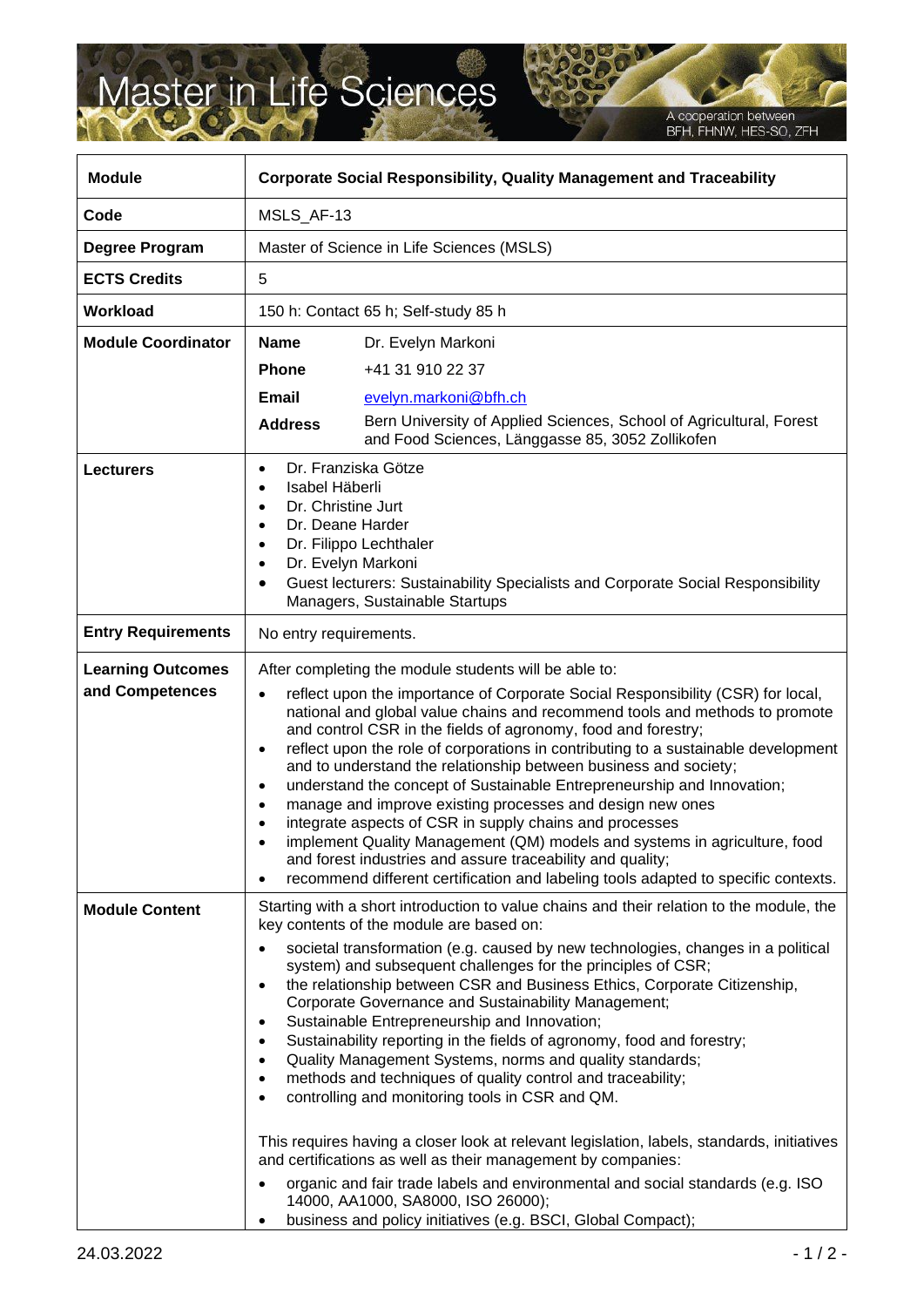# Master in Life Sciences

A cooperation between BFH, FHNW, HES-SO, ZFH

| Module | Corporate Social Responsibility, Quality Management and Traceability |
|---|---|
| Code | MSLS_AF-13 |
| Degree Program | Master of Science in Life Sciences (MSLS) |
| ECTS Credits | 5 |
| Workload | 150 h: Contact 65 h; Self-study 85 h |
| Module Coordinator | **Name** Dr. Evelyn Markoni<br>**Phone** +41 31 910 22 37<br>**Email** evelyn.markoni@bfh.ch<br>**Address** Bern University of Applied Sciences, School of Agricultural, Forest and Food Sciences, Länggasse 85, 3052 Zollikofen |
| Lecturers | • Dr. Franziska Götze<br>• Isabel Häberli<br>• Dr. Christine Jurt<br>• Dr. Deane Harder<br>• Dr. Filippo Lechthaler<br>• Dr. Evelyn Markoni<br>• Guest lecturers: Sustainability Specialists and Corporate Social Responsibility Managers, Sustainable Startups |
| Entry Requirements | No entry requirements. |
| Learning Outcomes and Competences | After completing the module students will be able to:<br>• reflect upon the importance of Corporate Social Responsibility (CSR) for local, national and global value chains and recommend tools and methods to promote and control CSR in the fields of agronomy, food and forestry;<br>• reflect upon the role of corporations in contributing to a sustainable development and to understand the relationship between business and society;<br>• understand the concept of Sustainable Entrepreneurship and Innovation;<br>• manage and improve existing processes and design new ones<br>• integrate aspects of CSR in supply chains and processes<br>• implement Quality Management (QM) models and systems in agriculture, food and forest industries and assure traceability and quality;<br>• recommend different certification and labeling tools adapted to specific contexts. |
| Module Content | Starting with a short introduction to value chains and their relation to the module, the key contents of the module are based on:<br>• societal transformation (e.g. caused by new technologies, changes in a political system) and subsequent challenges for the principles of CSR;<br>• the relationship between CSR and Business Ethics, Corporate Citizenship, Corporate Governance and Sustainability Management;<br>• Sustainable Entrepreneurship and Innovation;<br>• Sustainability reporting in the fields of agronomy, food and forestry;<br>• Quality Management Systems, norms and quality standards;<br>• methods and techniques of quality control and traceability;<br>• controlling and monitoring tools in CSR and QM.<br><br>This requires having a closer look at relevant legislation, labels, standards, initiatives and certifications as well as their management by companies:<br>• organic and fair trade labels and environmental and social standards (e.g. ISO 14000, AA1000, SA8000, ISO 26000);<br>• business and policy initiatives (e.g. BSCI, Global Compact); |

24.03.2022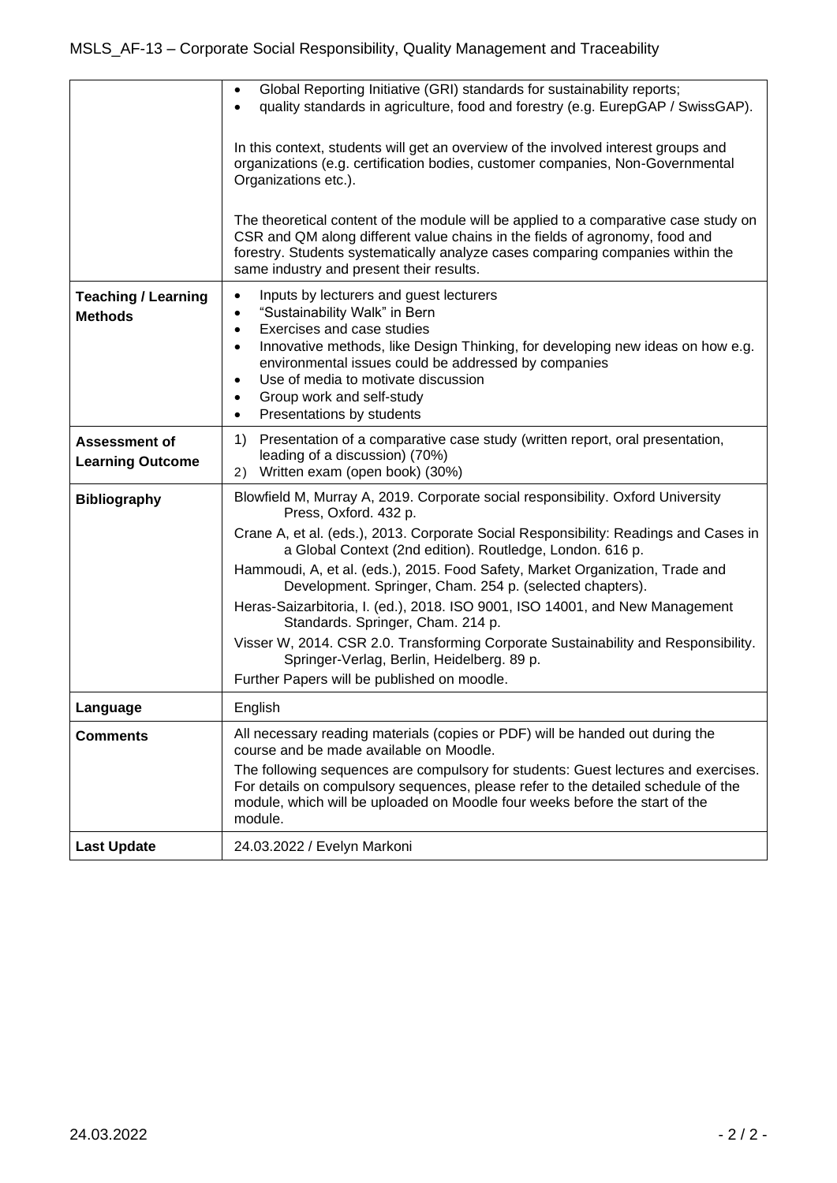| | |
|---|---|
| | • Global Reporting Initiative (GRI) standards for sustainability reports;<br>• quality standards in agriculture, food and forestry (e.g. EurepGAP / SwissGAP).<br><br>In this context, students will get an overview of the involved interest groups and organizations (e.g. certification bodies, customer companies, Non-Governmental Organizations etc.).<br><br>The theoretical content of the module will be applied to a comparative case study on CSR and QM along different value chains in the fields of agronomy, food and forestry. Students systematically analyze cases comparing companies within the same industry and present their results. |
| **Teaching / Learning Methods** | • Inputs by lecturers and guest lecturers<br>• "Sustainability Walk" in Bern<br>• Exercises and case studies<br>• Innovative methods, like Design Thinking, for developing new ideas on how e.g. environmental issues could be addressed by companies<br>• Use of media to motivate discussion<br>• Group work and self-study<br>• Presentations by students |
| **Assessment of Learning Outcome** | 1) Presentation of a comparative case study (written report, oral presentation, leading of a discussion) (70%)<br>2) Written exam (open book) (30%) |
| **Bibliography** | Blowfield M, Murray A, 2019. Corporate social responsibility. Oxford University Press, Oxford. 432 p.<br>Crane A, et al. (eds.), 2013. Corporate Social Responsibility: Readings and Cases in a Global Context (2nd edition). Routledge, London. 616 p.<br>Hammoudi, A, et al. (eds.), 2015. Food Safety, Market Organization, Trade and Development. Springer, Cham. 254 p. (selected chapters).<br>Heras-Saizarbitoria, I. (ed.), 2018. ISO 9001, ISO 14001, and New Management Standards. Springer, Cham. 214 p.<br>Visser W, 2014. CSR 2.0. Transforming Corporate Sustainability and Responsibility. Springer-Verlag, Berlin, Heidelberg. 89 p.<br>Further Papers will be published on moodle. |
| **Language** | English |
| **Comments** | All necessary reading materials (copies or PDF) will be handed out during the course and be made available on Moodle.<br>The following sequences are compulsory for students: Guest lectures and exercises. For details on compulsory sequences, please refer to the detailed schedule of the module, which will be uploaded on Moodle four weeks before the start of the module. |
| **Last Update** | 24.03.2022 / Evelyn Markoni |